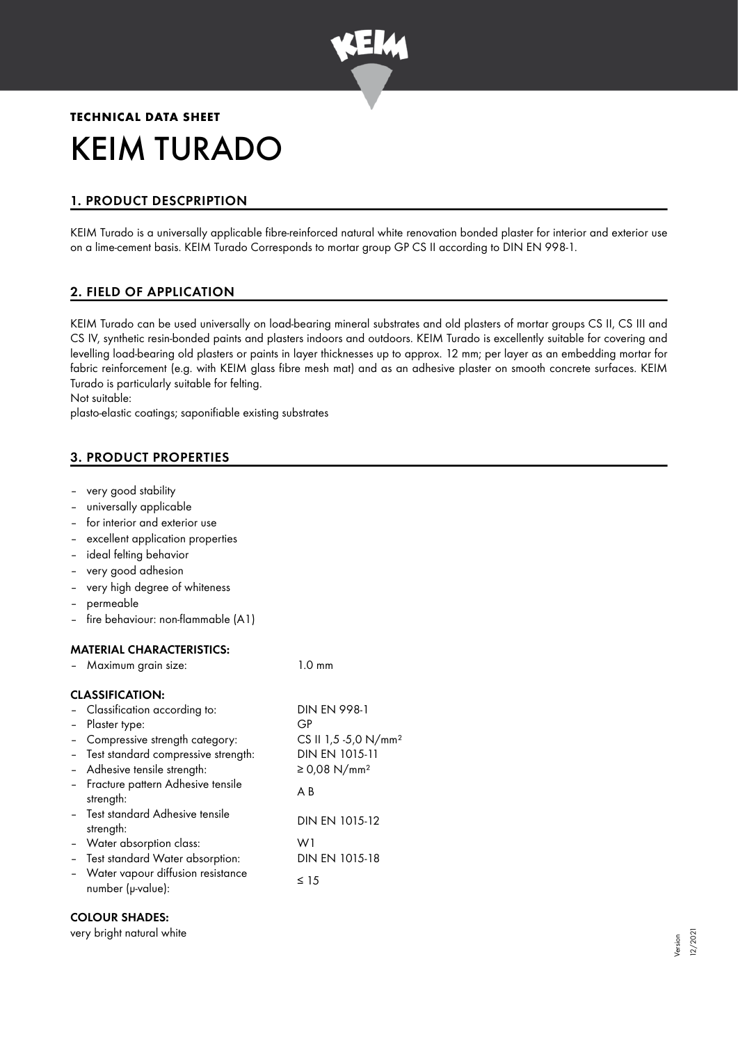**TECHNICAL DATA SHEET**

# KEIM TURADO

## 1. PRODUCT DESCPRIPTION

KEIM Turado is a universally applicable fibre-reinforced natural white renovation bonded plaster for interior and exterior use on a lime-cement basis. KEIM Turado Corresponds to mortar group GP CS II according to DIN EN 998-1.

## 2. FIELD OF APPLICATION

KEIM Turado can be used universally on load-bearing mineral substrates and old plasters of mortar groups CS II, CS III and CS IV, synthetic resin-bonded paints and plasters indoors and outdoors. KEIM Turado is excellently suitable for covering and levelling load-bearing old plasters or paints in layer thicknesses up to approx. 12 mm; per layer as an embedding mortar for fabric reinforcement (e.g. with KEIM glass fibre mesh mat) and as an adhesive plaster on smooth concrete surfaces. KEIM Turado is particularly suitable for felting.

Not suitable:

plasto-elastic coatings; saponifiable existing substrates

## 3. PRODUCT PROPERTIES

- very good stability
- universally applicable
- for interior and exterior use
- excellent application properties
- ideal felting behavior
- very good adhesion
- very high degree of whiteness
- permeable
- fire behaviour: non-flammable (A1)

### MATERIAL CHARACTERISTICS:

| | |
|---|---|
| – Maximum grain size: | 1.0 mm |

### CLASSIFICATION:

| | |
|---|---|
| – Classification according to: | DIN EN 998-1 |
| – Plaster type: | GP |
| – Compressive strength category: | CS II 1,5 -5,0 N/mm² |
| – Test standard compressive strength: | DIN EN 1015-11 |
| – Adhesive tensile strength: | ≥ 0,08 N/mm² |
| – Fracture pattern Adhesive tensile strength: | A B |
| – Test standard Adhesive tensile strength: | DIN EN 1015-12 |
| – Water absorption class: | W1 |
| – Test standard Water absorption: | DIN EN 1015-18 |
| – Water vapour diffusion resistance number (μ-value): | ≤ 15 |

### COLOUR SHADES:

very bright natural white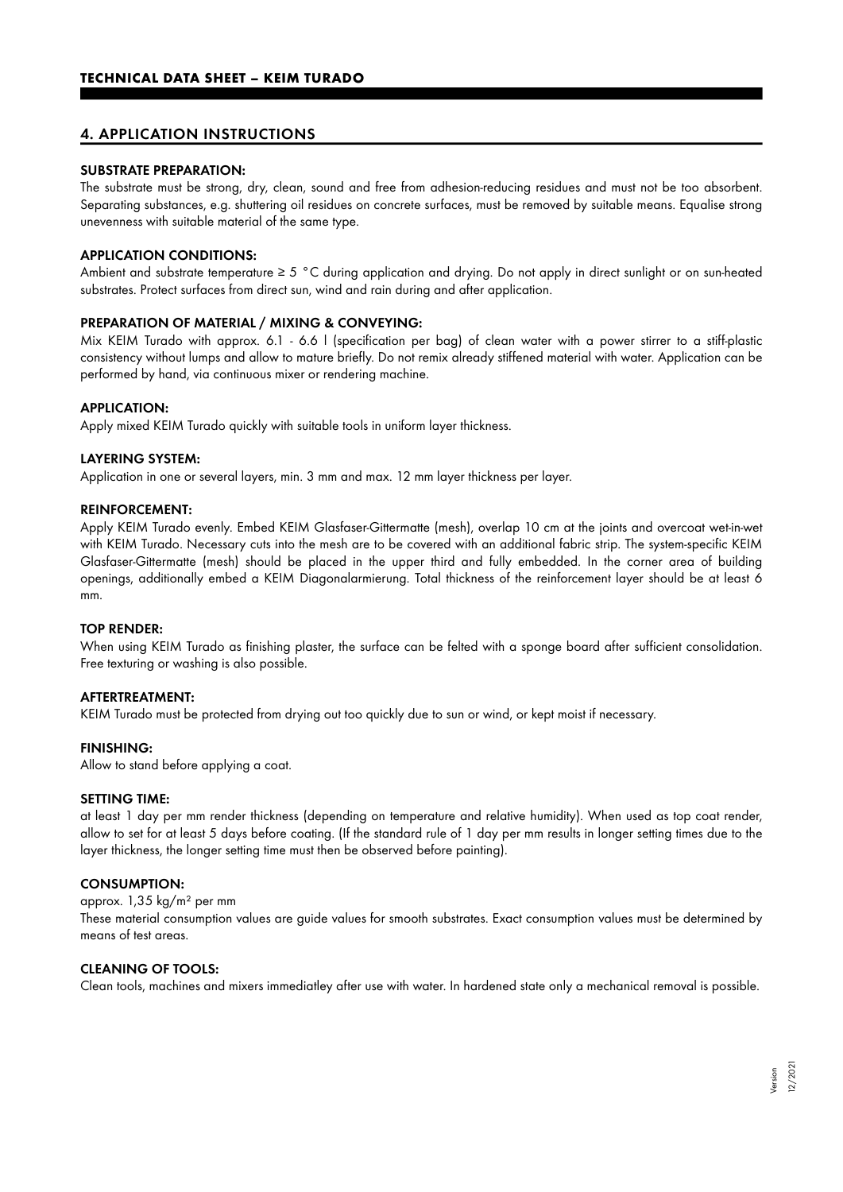## 4. APPLICATION INSTRUCTIONS

### SUBSTRATE PREPARATION:

The substrate must be strong, dry, clean, sound and free from adhesion-reducing residues and must not be too absorbent. Separating substances, e.g. shuttering oil residues on concrete surfaces, must be removed by suitable means. Equalise strong unevenness with suitable material of the same type.

### APPLICATION CONDITIONS:

Ambient and substrate temperature ≥ 5 °C during application and drying. Do not apply in direct sunlight or on sun-heated substrates. Protect surfaces from direct sun, wind and rain during and after application.

### PREPARATION OF MATERIAL / MIXING & CONVEYING:

Mix KEIM Turado with approx. 6.1 - 6.6 l (specification per bag) of clean water with a power stirrer to a stiff-plastic consistency without lumps and allow to mature briefly. Do not remix already stiffened material with water. Application can be performed by hand, via continuous mixer or rendering machine.

### APPLICATION:

Apply mixed KEIM Turado quickly with suitable tools in uniform layer thickness.

### LAYERING SYSTEM:

Application in one or several layers, min. 3 mm and max. 12 mm layer thickness per layer.

### REINFORCEMENT:

Apply KEIM Turado evenly. Embed KEIM Glasfaser-Gittermatte (mesh), overlap 10 cm at the joints and overcoat wet-in-wet with KEIM Turado. Necessary cuts into the mesh are to be covered with an additional fabric strip. The system-specific KEIM Glasfaser-Gittermatte (mesh) should be placed in the upper third and fully embedded. In the corner area of building openings, additionally embed a KEIM Diagonalarmierung. Total thickness of the reinforcement layer should be at least 6 mm.

### TOP RENDER:

When using KEIM Turado as finishing plaster, the surface can be felted with a sponge board after sufficient consolidation. Free texturing or washing is also possible.

### AFTERTREATMENT:

KEIM Turado must be protected from drying out too quickly due to sun or wind, or kept moist if necessary.

### FINISHING:

Allow to stand before applying a coat.

### SETTING TIME:

at least 1 day per mm render thickness (depending on temperature and relative humidity). When used as top coat render, allow to set for at least 5 days before coating. (If the standard rule of 1 day per mm results in longer setting times due to the layer thickness, the longer setting time must then be observed before painting).

### CONSUMPTION:

approx. 1,35 kg/m² per mm

These material consumption values are guide values for smooth substrates. Exact consumption values must be determined by means of test areas.

### CLEANING OF TOOLS:

Clean tools, machines and mixers immediatley after use with water. In hardened state only a mechanical removal is possible.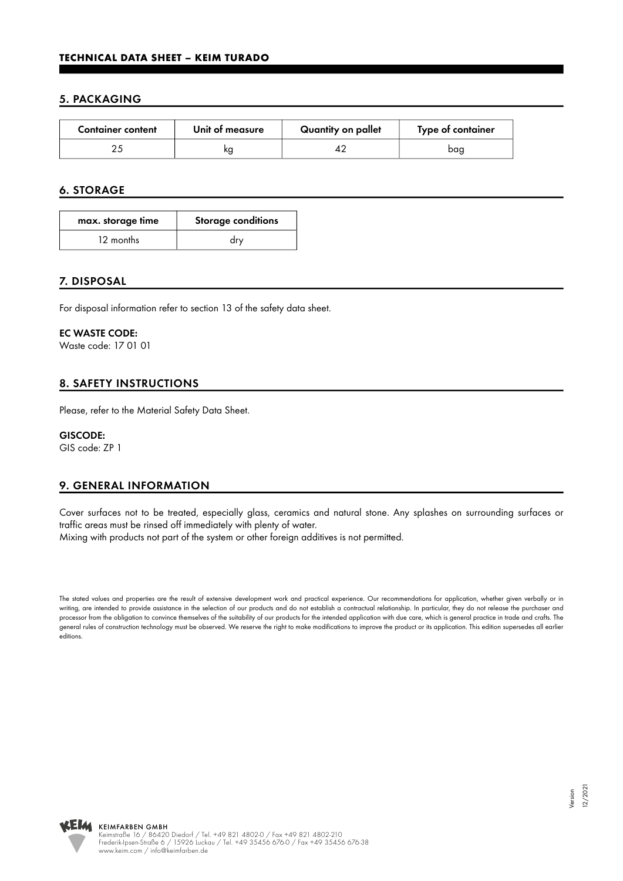## 5. PACKAGING

| Container content | Unit of measure | Quantity on pallet | Type of container |
| --- | --- | --- | --- |
| 25 | kg | 42 | bag |

## 6. STORAGE

| max. storage time | Storage conditions |
| --- | --- |
| 12 months | dry |

## 7. DISPOSAL

For disposal information refer to section 13 of the safety data sheet.

**EC WASTE CODE:**
Waste code: 17 01 01

## 8. SAFETY INSTRUCTIONS

Please, refer to the Material Safety Data Sheet.

**GISCODE:**
GIS code: ZP 1

## 9. GENERAL INFORMATION

Cover surfaces not to be treated, especially glass, ceramics and natural stone. Any splashes on surrounding surfaces or traffic areas must be rinsed off immediately with plenty of water.
Mixing with products not part of the system or other foreign additives is not permitted.

The stated values and properties are the result of extensive development work and practical experience. Our recommendations for application, whether given verbally or in writing, are intended to provide assistance in the selection of our products and do not establish a contractual relationship. In particular, they do not release the purchaser and processor from the obligation to convince themselves of the suitability of our products for the intended application with due care, which is general practice in trade and crafts. The general rules of construction technology must be observed. We reserve the right to make modifications to improve the product or its application. This edition supersedes all earlier editions.

KEIMFARBEN GMBH
Keimstraße 16 / 86420 Diedorf / Tel. +49 821 4802-0 / Fax +49 821 4802-210
Frederik-Ipsen-Straße 6 / 15926 Luckau / Tel. +49 35456 676-0 / Fax +49 35456 676-38
www.keim.com / info@keimfarben.de

Version 12/2021